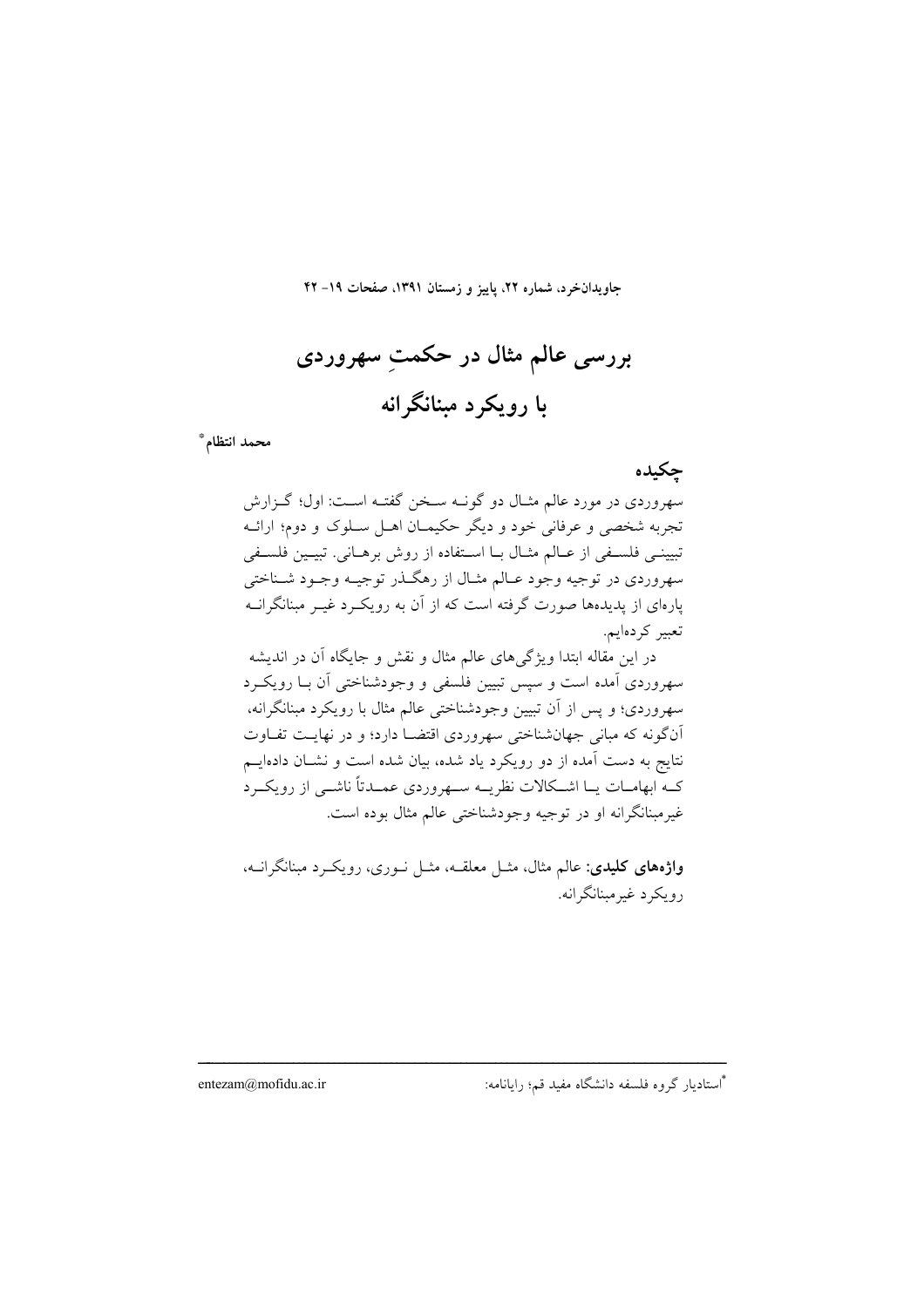# بررسی عالم مثال در حکمتِ سهروردی با رویکرد مبنانگرانه

محمد انتظام*

## چکیده

سهروردی در مورد عالم مثال دو گونه سخن گفته است: اول؛ گزارش تجربه شخصی و عرفانی خود و دیگر حکیمان اهل سلوک و دوم؛ ارائه تبیینی فلسفی از عالم مثال با استفاده از روش برهانی. تبیین فلسفی سهروردی در توجیه وجود عالم مثال از رهگذر توجیه وجود شناختی پاره‌ای از پدیده‌ها صورت گرفته است که از آن به رویکرد غیر مبنانگرانه تعبیر کرده‌ایم.

در این مقاله ابتدا ویژگی‌های عالم مثال و نقش و جایگاه آن در اندیشه سهروردی آمده است و سپس تبیین فلسفی و وجودشناختی آن با رویکرد سهروردی؛ و پس از آن تبیین وجودشناختی عالم مثال با رویکرد مبنانگرانه، آن‌گونه که مبانی جهان‌شناختی سهروردی اقتضا دارد؛ و در نهایت تفاوت نتایج به دست آمده از دو رویکرد یاد شده، بیان شده است و نشان داده‌ایم که ابهامات یا اشکالات نظریه سهروردی عمدتاً ناشی از رویکرد غیرمبنانگرانه او در توجیه وجودشناختی عالم مثال بوده است.

**واژه‌های کلیدی:** عالم مثال، مثل معلقه، مثل نوری، رویکرد مبنانگرانه، رویکرد غیرمبنانگرانه.

---

*استادیار گروه فلسفه دانشگاه مفید قم؛ رایانامه: entezam@mofidu.ac.ir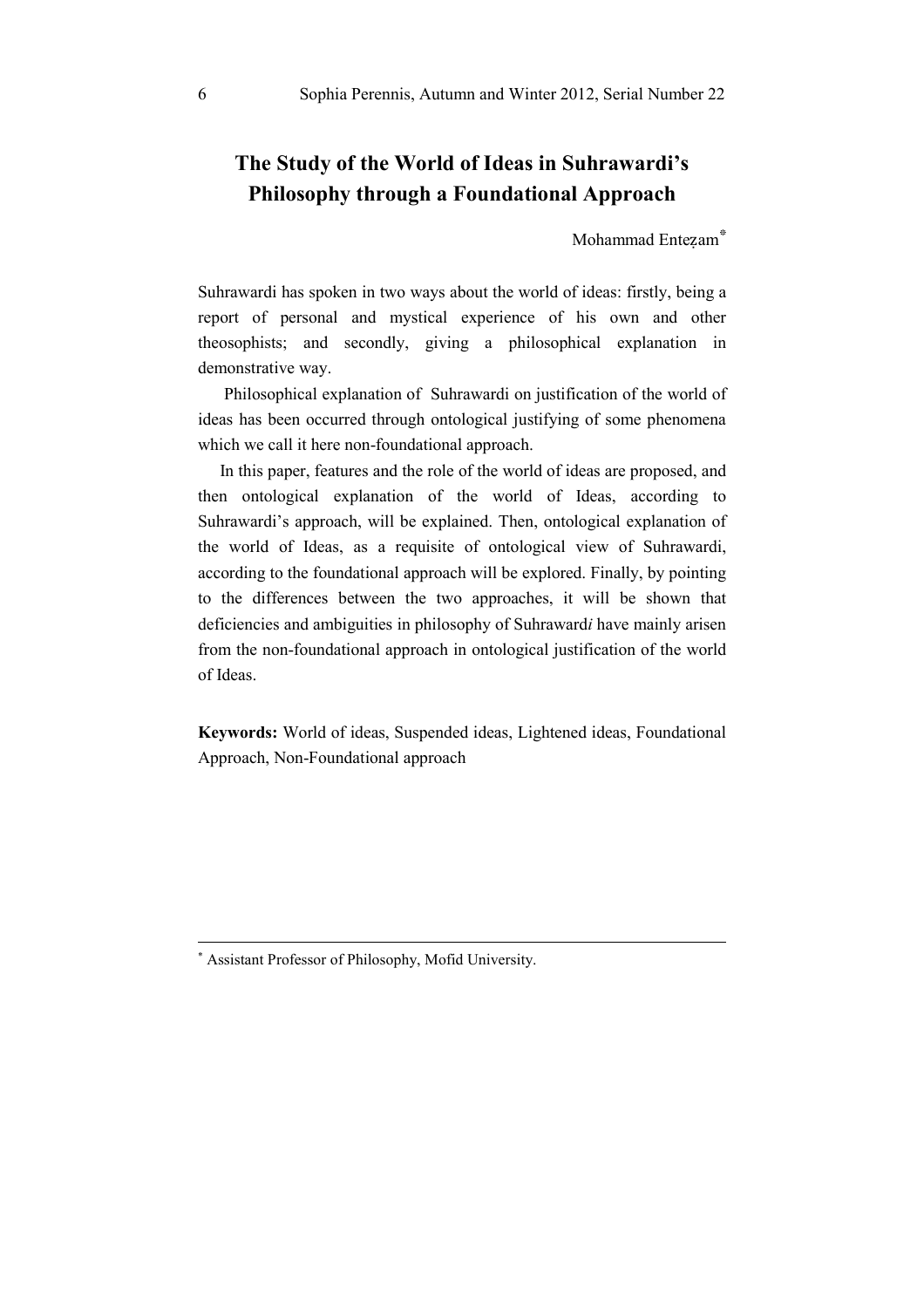# The Study of the World of Ideas in Suhrawardi's Philosophy through a Foundational Approach

Mohammad Enteẓam[*]

Suhrawardi has spoken in two ways about the world of ideas: firstly, being a report of personal and mystical experience of his own and other theosophists; and secondly, giving a philosophical explanation in demonstrative way.

Philosophical explanation of Suhrawardi on justification of the world of ideas has been occurred through ontological justifying of some phenomena which we call it here non-foundational approach.

In this paper, features and the role of the world of ideas are proposed, and then ontological explanation of the world of Ideas, according to Suhrawardi's approach, will be explained. Then, ontological explanation of the world of Ideas, as a requisite of ontological view of Suhrawardi, according to the foundational approach will be explored. Finally, by pointing to the differences between the two approaches, it will be shown that deficiencies and ambiguities in philosophy of Suhraward*i* have mainly arisen from the non-foundational approach in ontological justification of the world of Ideas.

**Keywords:** World of ideas, Suspended ideas, Lightened ideas, Foundational Approach, Non-Foundational approach

---

[*] Assistant Professor of Philosophy, Mofid University.